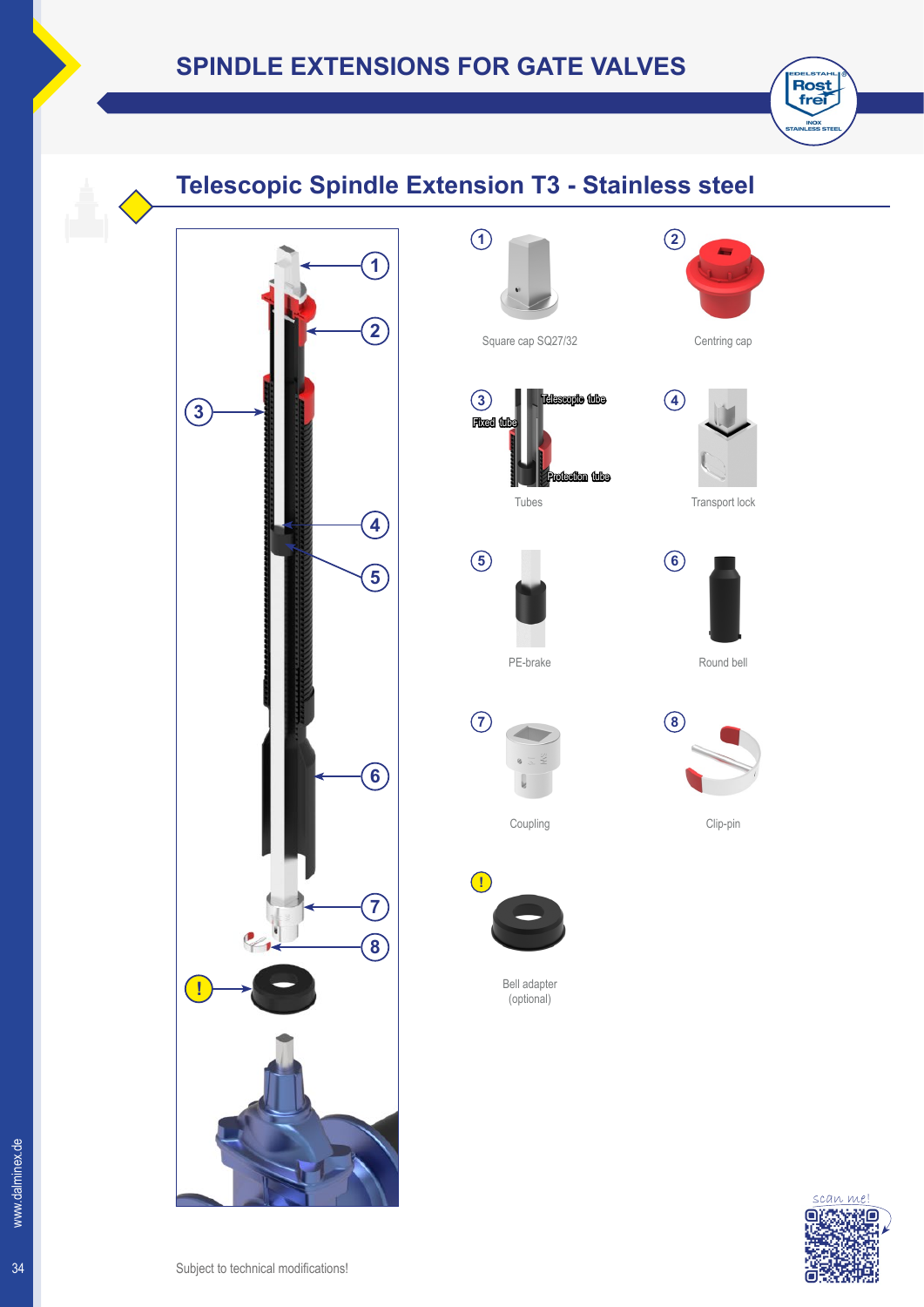# SPINDLE EXTENSIONS FOR GATE VALVES

## Telescopic Spindle Extension T3 - Stainless steel

1. Square cap SQ27/32
2. Centring cap
3. Tubes (Telescopic tube, Fixed tube, Protection tube)
4. Transport lock
5. PE-brake
6. Round bell
7. Coupling
8. Clip-pin

! Bell adapter (optional)

Subject to technical modifications!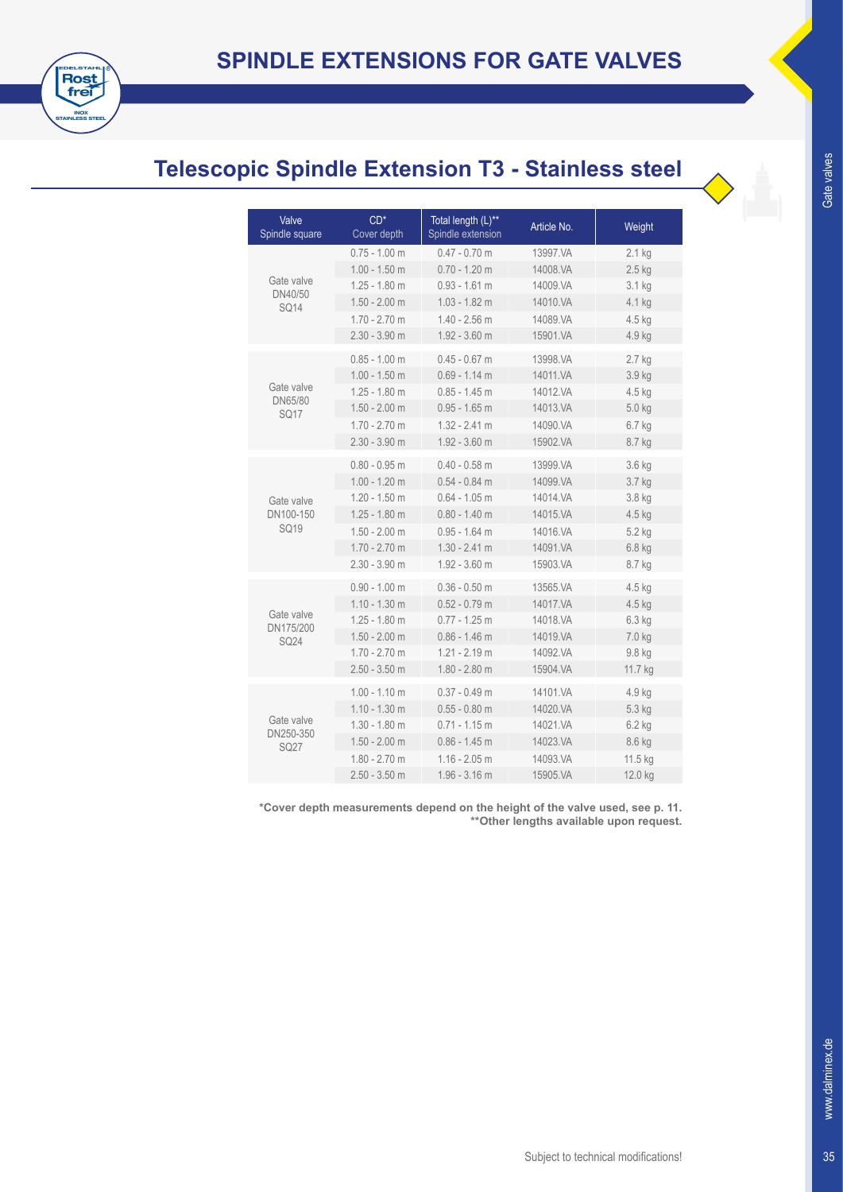# SPINDLE EXTENSIONS FOR GATE VALVES

## Telescopic Spindle Extension T3 - Stainless steel

| Valve Spindle square | CD* Cover depth | Total length (L)** Spindle extension | Article No. | Weight |
|---|---|---|---|---|
| Gate valve DN40/50 SQ14 | 0.75 - 1.00 m | 0.47 - 0.70 m | 13997.VA | 2.1 kg |
| | 1.00 - 1.50 m | 0.70 - 1.20 m | 14008.VA | 2.5 kg |
| | 1.25 - 1.80 m | 0.93 - 1.61 m | 14009.VA | 3.1 kg |
| | 1.50 - 2.00 m | 1.03 - 1.82 m | 14010.VA | 4.1 kg |
| | 1.70 - 2.70 m | 1.40 - 2.56 m | 14089.VA | 4.5 kg |
| | 2.30 - 3.90 m | 1.92 - 3.60 m | 15901.VA | 4.9 kg |
| Gate valve DN65/80 SQ17 | 0.85 - 1.00 m | 0.45 - 0.67 m | 13998.VA | 2.7 kg |
| | 1.00 - 1.50 m | 0.69 - 1.14 m | 14011.VA | 3.9 kg |
| | 1.25 - 1.80 m | 0.85 - 1.45 m | 14012.VA | 4.5 kg |
| | 1.50 - 2.00 m | 0.95 - 1.65 m | 14013.VA | 5.0 kg |
| | 1.70 - 2.70 m | 1.32 - 2.41 m | 14090.VA | 6.7 kg |
| | 2.30 - 3.90 m | 1.92 - 3.60 m | 15902.VA | 8.7 kg |
| Gate valve DN100-150 SQ19 | 0.80 - 0.95 m | 0.40 - 0.58 m | 13999.VA | 3.6 kg |
| | 1.00 - 1.20 m | 0.54 - 0.84 m | 14099.VA | 3.7 kg |
| | 1.20 - 1.50 m | 0.64 - 1.05 m | 14014.VA | 3.8 kg |
| | 1.25 - 1.80 m | 0.80 - 1.40 m | 14015.VA | 4.5 kg |
| | 1.50 - 2.00 m | 0.95 - 1.64 m | 14016.VA | 5.2 kg |
| | 1.70 - 2.70 m | 1.30 - 2.41 m | 14091.VA | 6.8 kg |
| | 2.30 - 3.90 m | 1.92 - 3.60 m | 15903.VA | 8.7 kg |
| Gate valve DN175/200 SQ24 | 0.90 - 1.00 m | 0.36 - 0.50 m | 13565.VA | 4.5 kg |
| | 1.10 - 1.30 m | 0.52 - 0.79 m | 14017.VA | 4.5 kg |
| | 1.25 - 1.80 m | 0.77 - 1.25 m | 14018.VA | 6.3 kg |
| | 1.50 - 2.00 m | 0.86 - 1.46 m | 14019.VA | 7.0 kg |
| | 1.70 - 2.70 m | 1.21 - 2.19 m | 14092.VA | 9.8 kg |
| | 2.50 - 3.50 m | 1.80 - 2.80 m | 15904.VA | 11.7 kg |
| Gate valve DN250-350 SQ27 | 1.00 - 1.10 m | 0.37 - 0.49 m | 14101.VA | 4.9 kg |
| | 1.10 - 1.30 m | 0.55 - 0.80 m | 14020.VA | 5.3 kg |
| | 1.30 - 1.80 m | 0.71 - 1.15 m | 14021.VA | 6.2 kg |
| | 1.50 - 2.00 m | 0.86 - 1.45 m | 14023.VA | 8.6 kg |
| | 1.80 - 2.70 m | 1.16 - 2.05 m | 14093.VA | 11.5 kg |
| | 2.50 - 3.50 m | 1.96 - 3.16 m | 15905.VA | 12.0 kg |

**\*Cover depth measurements depend on the height of the valve used, see p. 11.**
**\*\*Other lengths available upon request.**

Subject to technical modifications!